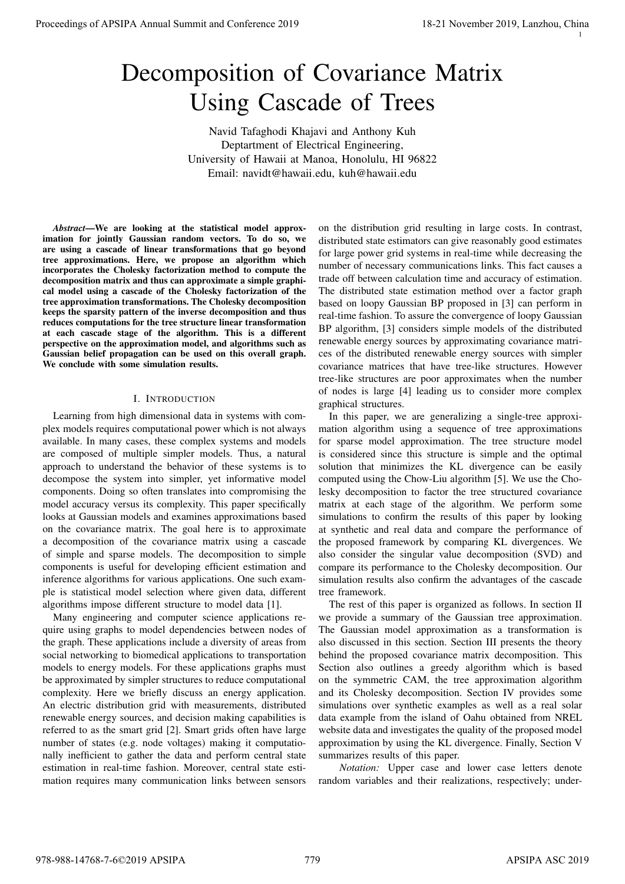# Decomposition of Covariance Matrix Using Cascade of Trees

Navid Tafaghodi Khajavi and Anthony Kuh
Deptartment of Electrical Engineering,
University of Hawaii at Manoa, Honolulu, HI 96822
Email: navidt@hawaii.edu, kuh@hawaii.edu

***Abstract*—We are looking at the statistical model approximation for jointly Gaussian random vectors. To do so, we are using a cascade of linear transformations that go beyond tree approximations. Here, we propose an algorithm which incorporates the Cholesky factorization method to compute the decomposition matrix and thus can approximate a simple graphical model using a cascade of the Cholesky factorization of the tree approximation transformations. The Cholesky decomposition keeps the sparsity pattern of the inverse decomposition and thus reduces computations for the tree structure linear transformation at each cascade stage of the algorithm. This is a different perspective on the approximation model, and algorithms such as Gaussian belief propagation can be used on this overall graph. We conclude with some simulation results.**

## I. Introduction

Learning from high dimensional data in systems with complex models requires computational power which is not always available. In many cases, these complex systems and models are composed of multiple simpler models. Thus, a natural approach to understand the behavior of these systems is to decompose the system into simpler, yet informative model components. Doing so often translates into compromising the model accuracy versus its complexity. This paper specifically looks at Gaussian models and examines approximations based on the covariance matrix. The goal here is to approximate a decomposition of the covariance matrix using a cascade of simple and sparse models. The decomposition to simple components is useful for developing efficient estimation and inference algorithms for various applications. One such example is statistical model selection where given data, different algorithms impose different structure to model data [1].

Many engineering and computer science applications require using graphs to model dependencies between nodes of the graph. These applications include a diversity of areas from social networking to biomedical applications to transportation models to energy models. For these applications graphs must be approximated by simpler structures to reduce computational complexity. Here we briefly discuss an energy application. An electric distribution grid with measurements, distributed renewable energy sources, and decision making capabilities is referred to as the smart grid [2]. Smart grids often have large number of states (e.g. node voltages) making it computationally inefficient to gather the data and perform central state estimation in real-time fashion. Moreover, central state estimation requires many communication links between sensors on the distribution grid resulting in large costs. In contrast, distributed state estimators can give reasonably good estimates for large power grid systems in real-time while decreasing the number of necessary communications links. This fact causes a trade off between calculation time and accuracy of estimation. The distributed state estimation method over a factor graph based on loopy Gaussian BP proposed in [3] can perform in real-time fashion. To assure the convergence of loopy Gaussian BP algorithm, [3] considers simple models of the distributed renewable energy sources by approximating covariance matrices of the distributed renewable energy sources with simpler covariance matrices that have tree-like structures. However tree-like structures are poor approximates when the number of nodes is large [4] leading us to consider more complex graphical structures.

In this paper, we are generalizing a single-tree approximation algorithm using a sequence of tree approximations for sparse model approximation. The tree structure model is considered since this structure is simple and the optimal solution that minimizes the KL divergence can be easily computed using the Chow-Liu algorithm [5]. We use the Cholesky decomposition to factor the tree structured covariance matrix at each stage of the algorithm. We perform some simulations to confirm the results of this paper by looking at synthetic and real data and compare the performance of the proposed framework by comparing KL divergences. We also consider the singular value decomposition (SVD) and compare its performance to the Cholesky decomposition. Our simulation results also confirm the advantages of the cascade tree framework.

The rest of this paper is organized as follows. In section II we provide a summary of the Gaussian tree approximation. The Gaussian model approximation as a transformation is also discussed in this section. Section III presents the theory behind the proposed covariance matrix decomposition. This Section also outlines a greedy algorithm which is based on the symmetric CAM, the tree approximation algorithm and its Cholesky decomposition. Section IV provides some simulations over synthetic examples as well as a real solar data example from the island of Oahu obtained from NREL website data and investigates the quality of the proposed model approximation by using the KL divergence. Finally, Section V summarizes results of this paper.

*Notation:* Upper case and lower case letters denote random variables and their realizations, respectively; under-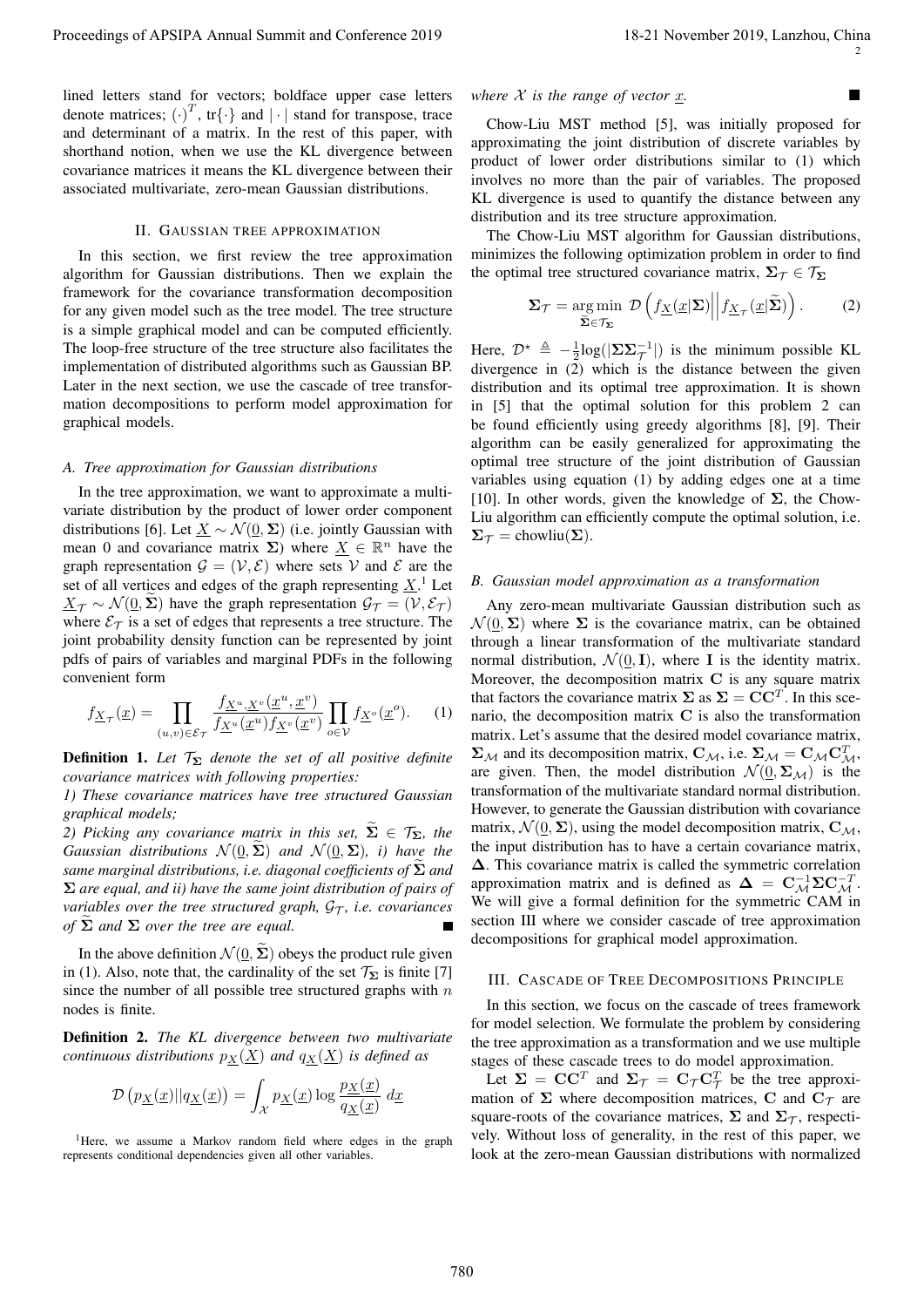lined letters stand for vectors; boldface upper case letters denote matrices; $(\cdot)^T$, $\text{tr}\{\cdot\}$ and $|\cdot|$ stand for transpose, trace and determinant of a matrix. In the rest of this paper, with shorthand notion, when we use the KL divergence between covariance matrices it means the KL divergence between their associated multivariate, zero-mean Gaussian distributions.

## II. Gaussian tree approximation

In this section, we first review the tree approximation algorithm for Gaussian distributions. Then we explain the framework for the covariance transformation decomposition for any given model such as the tree model. The tree structure is a simple graphical model and can be computed efficiently. The loop-free structure of the tree structure also facilitates the implementation of distributed algorithms such as Gaussian BP. Later in the next section, we use the cascade of tree transformation decompositions to perform model approximation for graphical models.

### A. Tree approximation for Gaussian distributions

In the tree approximation, we want to approximate a multivariate distribution by the product of lower order component distributions [6]. Let $\underline{X} \sim \mathcal{N}(\underline{0}, \mathbf{\Sigma})$ (i.e. jointly Gaussian with mean 0 and covariance matrix $\mathbf{\Sigma}$) where $\underline{X} \in \mathbb{R}^n$ have the graph representation $\mathcal{G} = (\mathcal{V}, \mathcal{E})$ where sets $\mathcal{V}$ and $\mathcal{E}$ are the set of all vertices and edges of the graph representing $\underline{X}$.[1] Let $\underline{X}_\mathcal{T} \sim \mathcal{N}(\underline{0}, \widetilde{\mathbf{\Sigma}})$ have the graph representation $\mathcal{G}_\mathcal{T} = (\mathcal{V}, \mathcal{E}_\mathcal{T})$ where $\mathcal{E}_\mathcal{T}$ is a set of edges that represents a tree structure. The joint probability density function can be represented by joint pdfs of pairs of variables and marginal PDFs in the following convenient form

$$f_{\underline{X}_\mathcal{T}}(\underline{x}) = \prod_{(u,v)\in\mathcal{E}_\mathcal{T}} \frac{f_{\underline{X}^u,\underline{X}^v}(\underline{x}^u, \underline{x}^v)}{f_{\underline{X}^u}(\underline{x}^u) f_{\underline{X}^v}(\underline{x}^v)} \prod_{o\in\mathcal{V}} f_{\underline{X}^o}(\underline{x}^o). \tag{1}$$

**Definition 1.** *Let $\mathcal{T}_\mathbf{\Sigma}$ denote the set of all positive definite covariance matrices with following properties:*
*1) These covariance matrices have tree structured Gaussian graphical models;*
*2) Picking any covariance matrix in this set, $\widetilde{\mathbf{\Sigma}} \in \mathcal{T}_\mathbf{\Sigma}$, the Gaussian distributions $\mathcal{N}(\underline{0}, \widetilde{\mathbf{\Sigma}})$ and $\mathcal{N}(\underline{0}, \mathbf{\Sigma})$, i) have the same marginal distributions, i.e. diagonal coefficients of $\widetilde{\mathbf{\Sigma}}$ and $\mathbf{\Sigma}$ are equal, and ii) have the same joint distribution of pairs of variables over the tree structured graph, $\mathcal{G}_\mathcal{T}$, i.e. covariances of $\widetilde{\mathbf{\Sigma}}$ and $\mathbf{\Sigma}$ over the tree are equal.* ■

In the above definition $\mathcal{N}(\underline{0}, \widetilde{\mathbf{\Sigma}})$ obeys the product rule given in (1). Also, note that, the cardinality of the set $\mathcal{T}_\mathbf{\Sigma}$ is finite [7] since the number of all possible tree structured graphs with $n$ nodes is finite.

**Definition 2.** *The KL divergence between two multivariate continuous distributions $p_{\underline{X}}(\underline{X})$ and $q_{\underline{X}}(\underline{X})$ is defined as*

$$\mathcal{D}\left(p_{\underline{X}}(\underline{x}) || q_{\underline{X}}(\underline{x})\right) = \int_\mathcal{X} p_{\underline{X}}(\underline{x}) \log \frac{p_{\underline{X}}(\underline{x})}{q_{\underline{X}}(\underline{x})}\, d\underline{x}$$

*where $\mathcal{X}$ is the range of vector $\underline{x}$.* ■

[1] Here, we assume a Markov random field where edges in the graph represents conditional dependencies given all other variables.

Chow-Liu MST method [5], was initially proposed for approximating the joint distribution of discrete variables by product of lower order distributions similar to (1) which involves no more than the pair of variables. The proposed KL divergence is used to quantify the distance between any distribution and its tree structure approximation.

The Chow-Liu MST algorithm for Gaussian distributions, minimizes the following optimization problem in order to find the optimal tree structured covariance matrix, $\mathbf{\Sigma}_\mathcal{T} \in \mathcal{T}_\mathbf{\Sigma}$

$$\mathbf{\Sigma}_\mathcal{T} = \underset{\widetilde{\mathbf{\Sigma}}\in\mathcal{T}_\mathbf{\Sigma}}{\arg\min}\ \mathcal{D}\left(f_{\underline{X}}(\underline{x}|\mathbf{\Sigma}) \middle\| f_{\underline{X}_\mathcal{T}}(\underline{x}|\widetilde{\mathbf{\Sigma}})\right). \tag{2}$$

Here, $\mathcal{D}^\star \triangleq -\frac{1}{2}\log(|\mathbf{\Sigma}\mathbf{\Sigma}_\mathcal{T}^{-1}|)$ is the minimum possible KL divergence in (2) which is the distance between the given distribution and its optimal tree approximation. It is shown in [5] that the optimal solution for this problem 2 can be found efficiently using greedy algorithms [8], [9]. Their algorithm can be easily generalized for approximating the optimal tree structure of the joint distribution of Gaussian variables using equation (1) by adding edges one at a time [10]. In other words, given the knowledge of $\mathbf{\Sigma}$, the Chow-Liu algorithm can efficiently compute the optimal solution, i.e. $\mathbf{\Sigma}_\mathcal{T} = \text{chowliu}(\mathbf{\Sigma})$.

### B. Gaussian model approximation as a transformation

Any zero-mean multivariate Gaussian distribution such as $\mathcal{N}(\underline{0}, \mathbf{\Sigma})$ where $\mathbf{\Sigma}$ is the covariance matrix, can be obtained through a linear transformation of the multivariate standard normal distribution, $\mathcal{N}(\underline{0}, \mathbf{I})$, where $\mathbf{I}$ is the identity matrix. Moreover, the decomposition matrix $\mathbf{C}$ is any square matrix that factors the covariance matrix $\mathbf{\Sigma}$ as $\mathbf{\Sigma} = \mathbf{C}\mathbf{C}^T$. In this scenario, the decomposition matrix $\mathbf{C}$ is also the transformation matrix. Let's assume that the desired model covariance matrix, $\mathbf{\Sigma}_\mathcal{M}$ and its decomposition matrix, $\mathbf{C}_\mathcal{M}$, i.e. $\mathbf{\Sigma}_\mathcal{M} = \mathbf{C}_\mathcal{M}\mathbf{C}_\mathcal{M}^T$, are given. Then, the model distribution $\mathcal{N}(\underline{0}, \mathbf{\Sigma}_\mathcal{M})$ is the transformation of the multivariate standard normal distribution. However, to generate the Gaussian distribution with covariance matrix, $\mathcal{N}(\underline{0}, \mathbf{\Sigma})$, using the model decomposition matrix, $\mathbf{C}_\mathcal{M}$, the input distribution has to have a certain covariance matrix, $\mathbf{\Delta}$. This covariance matrix is called the symmetric correlation approximation matrix and is defined as $\mathbf{\Delta} = \mathbf{C}_\mathcal{M}^{-1}\mathbf{\Sigma}\mathbf{C}_\mathcal{M}^{-T}$. We will give a formal definition for the symmetric CAM in section III where we consider cascade of tree approximation decompositions for graphical model approximation.

## III. Cascade of Tree Decompositions Principle

In this section, we focus on the cascade of trees framework for model selection. We formulate the problem by considering the tree approximation as a transformation and we use multiple stages of these cascade trees to do model approximation.

Let $\mathbf{\Sigma} = \mathbf{C}\mathbf{C}^T$ and $\mathbf{\Sigma}_\mathcal{T} = \mathbf{C}_\mathcal{T}\mathbf{C}_\mathcal{T}^T$ be the tree approximation of $\mathbf{\Sigma}$ where decomposition matrices, $\mathbf{C}$ and $\mathbf{C}_\mathcal{T}$ are square-roots of the covariance matrices, $\mathbf{\Sigma}$ and $\mathbf{\Sigma}_\mathcal{T}$, respectively. Without loss of generality, in the rest of this paper, we look at the zero-mean Gaussian distributions with normalized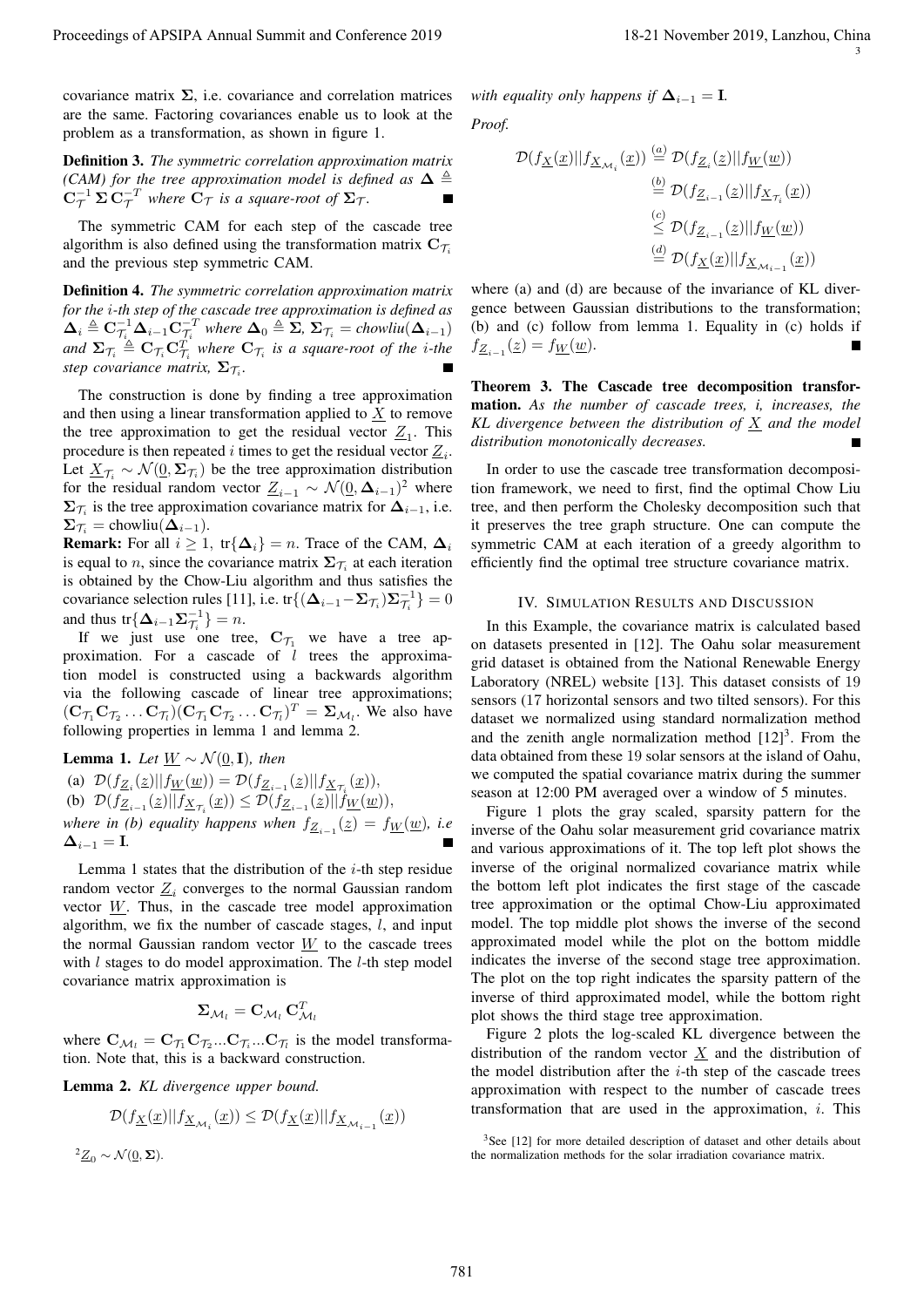covariance matrix $\mathbf{\Sigma}$, i.e. covariance and correlation matrices are the same. Factoring covariances enable us to look at the problem as a transformation, as shown in figure 1.

**Definition 3.** *The symmetric correlation approximation matrix (CAM) for the tree approximation model is defined as* $\mathbf{\Delta} \triangleq \mathbf{C}_{\mathcal{T}}^{-1}\,\mathbf{\Sigma}\,\mathbf{C}_{\mathcal{T}}^{-T}$ *where* $\mathbf{C}_{\mathcal{T}}$ *is a square-root of* $\mathbf{\Sigma}_{\mathcal{T}}$.

The symmetric CAM for each step of the cascade tree algorithm is also defined using the transformation matrix $\mathbf{C}_{\mathcal{T}_i}$ and the previous step symmetric CAM.

**Definition 4.** *The symmetric correlation approximation matrix for the i-th step of the cascade tree approximation is defined as* $\mathbf{\Delta}_i \triangleq \mathbf{C}_{\mathcal{T}_i}^{-1}\mathbf{\Delta}_{i-1}\mathbf{C}_{\mathcal{T}_i}^{-T}$ *where* $\mathbf{\Delta}_0 \triangleq \mathbf{\Sigma}$, $\mathbf{\Sigma}_{\mathcal{T}_i} = chowliu(\mathbf{\Delta}_{i-1})$ *and* $\mathbf{\Sigma}_{\mathcal{T}_i} \triangleq \mathbf{C}_{\mathcal{T}_i}\mathbf{C}_{\mathcal{T}_i}^{T}$ *where* $\mathbf{C}_{\mathcal{T}_i}$ *is a square-root of the i-the step covariance matrix,* $\mathbf{\Sigma}_{\mathcal{T}_i}$.

The construction is done by finding a tree approximation and then using a linear transformation applied to $\underline{X}$ to remove the tree approximation to get the residual vector $\underline{Z}_1$. This procedure is then repeated $i$ times to get the residual vector $\underline{Z}_i$. Let $\underline{X}_{\mathcal{T}_i} \sim \mathcal{N}(\underline{0}, \mathbf{\Sigma}_{\mathcal{T}_i})$ be the tree approximation distribution for the residual random vector $\underline{Z}_{i-1} \sim \mathcal{N}(\underline{0}, \mathbf{\Delta}_{i-1})$[2] where $\mathbf{\Sigma}_{\mathcal{T}_i}$ is the tree approximation covariance matrix for $\mathbf{\Delta}_{i-1}$, i.e. $\mathbf{\Sigma}_{\mathcal{T}_i} = \text{chowliu}(\mathbf{\Delta}_{i-1})$.

**Remark:** For all $i \geq 1$, $\text{tr}\{\mathbf{\Delta}_i\} = n$. Trace of the CAM, $\mathbf{\Delta}_i$ is equal to $n$, since the covariance matrix $\mathbf{\Sigma}_{\mathcal{T}_i}$ at each iteration is obtained by the Chow-Liu algorithm and thus satisfies the covariance selection rules [11], i.e. $\text{tr}\{(\mathbf{\Delta}_{i-1} - \mathbf{\Sigma}_{\mathcal{T}_i})\mathbf{\Sigma}_{\mathcal{T}_i}^{-1}\} = 0$ and thus $\text{tr}\{\mathbf{\Delta}_{i-1}\mathbf{\Sigma}_{\mathcal{T}_i}^{-1}\} = n$.

If we just use one tree, $\mathbf{C}_{\mathcal{T}_1}$ we have a tree approximation. For a cascade of $l$ trees the approximation model is constructed using a backwards algorithm via the following cascade of linear tree approximations; $(\mathbf{C}_{\mathcal{T}_1}\mathbf{C}_{\mathcal{T}_2}\ldots\mathbf{C}_{\mathcal{T}_l})(\mathbf{C}_{\mathcal{T}_1}\mathbf{C}_{\mathcal{T}_2}\ldots\mathbf{C}_{\mathcal{T}_l})^T = \mathbf{\Sigma}_{\mathcal{M}_l}$. We also have following properties in lemma 1 and lemma 2.

**Lemma 1.** *Let* $\underline{W} \sim \mathcal{N}(\underline{0}, \mathbf{I})$*, then*

(a) $\mathcal{D}(f_{\underline{Z}_i}(\underline{z})||f_{\underline{W}}(\underline{w})) = \mathcal{D}(f_{\underline{Z}_{i-1}}(\underline{z})||f_{\underline{X}_{\mathcal{T}_i}}(\underline{x}))$,

(b) $\mathcal{D}(f_{\underline{Z}_{i-1}}(\underline{z})||f_{\underline{X}_{\mathcal{T}_i}}(\underline{x})) \leq \mathcal{D}(f_{\underline{Z}_{i-1}}(\underline{z})||f_{\underline{W}}(\underline{w}))$,

*where in (b) equality happens when* $f_{\underline{Z}_{i-1}}(\underline{z}) = f_{\underline{W}}(\underline{w})$*, i.e* $\mathbf{\Delta}_{i-1} = \mathbf{I}$.

Lemma 1 states that the distribution of the $i$-th step residue random vector $\underline{Z}_i$ converges to the normal Gaussian random vector $\underline{W}$. Thus, in the cascade tree model approximation algorithm, we fix the number of cascade stages, $l$, and input the normal Gaussian random vector $\underline{W}$ to the cascade trees with $l$ stages to do model approximation. The $l$-th step model covariance matrix approximation is

$$\mathbf{\Sigma}_{\mathcal{M}_l} = \mathbf{C}_{\mathcal{M}_l}\,\mathbf{C}_{\mathcal{M}_l}^T$$

where $\mathbf{C}_{\mathcal{M}_l} = \mathbf{C}_{\mathcal{T}_1}\mathbf{C}_{\mathcal{T}_2}...\mathbf{C}_{\mathcal{T}_i}...\mathbf{C}_{\mathcal{T}_l}$ is the model transformation. Note that, this is a backward construction.

**Lemma 2.** *KL divergence upper bound.*

$$\mathcal{D}(f_{\underline{X}}(\underline{x})||f_{\underline{X}_{\mathcal{M}_i}}(\underline{x})) \leq \mathcal{D}(f_{\underline{X}}(\underline{x})||f_{\underline{X}_{\mathcal{M}_{i-1}}}(\underline{x}))$$

*with equality only happens if* $\mathbf{\Delta}_{i-1} = \mathbf{I}$.

*Proof.*

$$\begin{aligned}
\mathcal{D}(f_{\underline{X}}(\underline{x})||f_{\underline{X}_{\mathcal{M}_i}}(\underline{x})) &\overset{(a)}{=} \mathcal{D}(f_{\underline{Z}_i}(\underline{z})||f_{\underline{W}}(\underline{w})) \\
&\overset{(b)}{=} \mathcal{D}(f_{\underline{Z}_{i-1}}(\underline{z})||f_{\underline{X}_{\mathcal{T}_i}}(\underline{x})) \\
&\overset{(c)}{\leq} \mathcal{D}(f_{\underline{Z}_{i-1}}(\underline{z})||f_{\underline{W}}(\underline{w})) \\
&\overset{(d)}{=} \mathcal{D}(f_{\underline{X}}(\underline{x})||f_{\underline{X}_{\mathcal{M}_{i-1}}}(\underline{x}))
\end{aligned}$$

where (a) and (d) are because of the invariance of KL divergence between Gaussian distributions to the transformation; (b) and (c) follow from lemma 1. Equality in (c) holds if $f_{\underline{Z}_{i-1}}(\underline{z}) = f_{\underline{W}}(\underline{w})$.

**Theorem 3. The Cascade tree decomposition transformation.** *As the number of cascade trees, i, increases, the KL divergence between the distribution of* $\underline{X}$ *and the model distribution monotonically decreases.*

In order to use the cascade tree transformation decomposition framework, we need to first, find the optimal Chow Liu tree, and then perform the Cholesky decomposition such that it preserves the tree graph structure. One can compute the symmetric CAM at each iteration of a greedy algorithm to efficiently find the optimal tree structure covariance matrix.

## IV. Simulation Results and Discussion

In this Example, the covariance matrix is calculated based on datasets presented in [12]. The Oahu solar measurement grid dataset is obtained from the National Renewable Energy Laboratory (NREL) website [13]. This dataset consists of 19 sensors (17 horizontal sensors and two tilted sensors). For this dataset we normalized using standard normalization method and the zenith angle normalization method [12][3]. From the data obtained from these 19 solar sensors at the island of Oahu, we computed the spatial covariance matrix during the summer season at 12:00 PM averaged over a window of 5 minutes.

Figure 1 plots the gray scaled, sparsity pattern for the inverse of the Oahu solar measurement grid covariance matrix and various approximations of it. The top left plot shows the inverse of the original normalized covariance matrix while the bottom left plot indicates the first stage of the cascade tree approximation or the optimal Chow-Liu approximated model. The top middle plot shows the inverse of the second approximated model while the plot on the bottom middle indicates the inverse of the second stage tree approximation. The plot on the top right indicates the sparsity pattern of the inverse of third approximated model, while the bottom right plot shows the third stage tree approximation.

Figure 2 plots the log-scaled KL divergence between the distribution of the random vector $\underline{X}$ and the distribution of the model distribution after the $i$-th step of the cascade trees approximation with respect to the number of cascade trees transformation that are used in the approximation, $i$. This

[2] $\underline{Z}_0 \sim \mathcal{N}(\underline{0}, \mathbf{\Sigma})$.

[3] See [12] for more detailed description of dataset and other details about the normalization methods for the solar irradiation covariance matrix.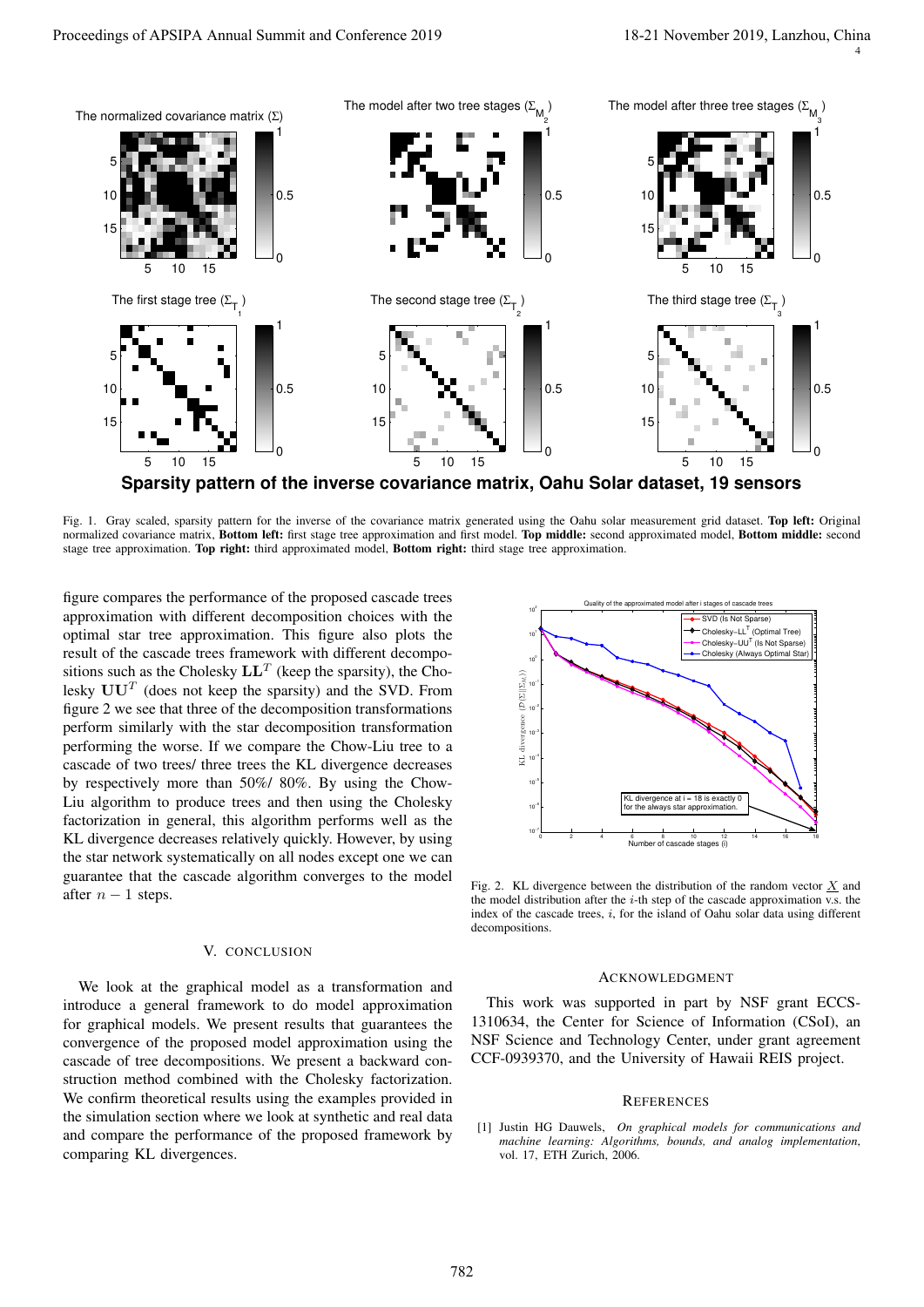Fig. 1. Gray scaled, sparsity pattern for the inverse of the covariance matrix generated using the Oahu solar measurement grid dataset. **Top left:** Original normalized covariance matrix, **Bottom left:** first stage tree approximation and first model. **Top middle:** second approximated model, **Bottom middle:** second stage tree approximation. **Top right:** third approximated model, **Bottom right:** third stage tree approximation.

figure compares the performance of the proposed cascade trees approximation with different decomposition choices with the optimal star tree approximation. This figure also plots the result of the cascade trees framework with different decompositions such as the Cholesky $\mathbf{L}\mathbf{L}^T$ (keep the sparsity), the Cholesky $\mathbf{U}\mathbf{U}^T$ (does not keep the sparsity) and the SVD. From figure 2 we see that three of the decomposition transformations perform similarly with the star decomposition transformation performing the worse. If we compare the Chow-Liu tree to a cascade of two trees/ three trees the KL divergence decreases by respectively more than 50%/ 80%. By using the Chow-Liu algorithm to produce trees and then using the Cholesky factorization in general, this algorithm performs well as the KL divergence decreases relatively quickly. However, by using the star network systematically on all nodes except one we can guarantee that the cascade algorithm converges to the model after $n-1$ steps.

Fig. 2. KL divergence between the distribution of the random vector $\underline{X}$ and the model distribution after the $i$-th step of the cascade approximation v.s. the index of the cascade trees, $i$, for the island of Oahu solar data using different decompositions.

## V. Conclusion

We look at the graphical model as a transformation and introduce a general framework to do model approximation for graphical models. We present results that guarantees the convergence of the proposed model approximation using the cascade of tree decompositions. We present a backward construction method combined with the Cholesky factorization. We confirm theoretical results using the examples provided in the simulation section where we look at synthetic and real data and compare the performance of the proposed framework by comparing KL divergences.

## Acknowledgment

This work was supported in part by NSF grant ECCS-1310634, the Center for Science of Information (CSoI), an NSF Science and Technology Center, under grant agreement CCF-0939370, and the University of Hawaii REIS project.

## References

[1] Justin HG Dauwels, *On graphical models for communications and machine learning: Algorithms, bounds, and analog implementation*, vol. 17, ETH Zurich, 2006.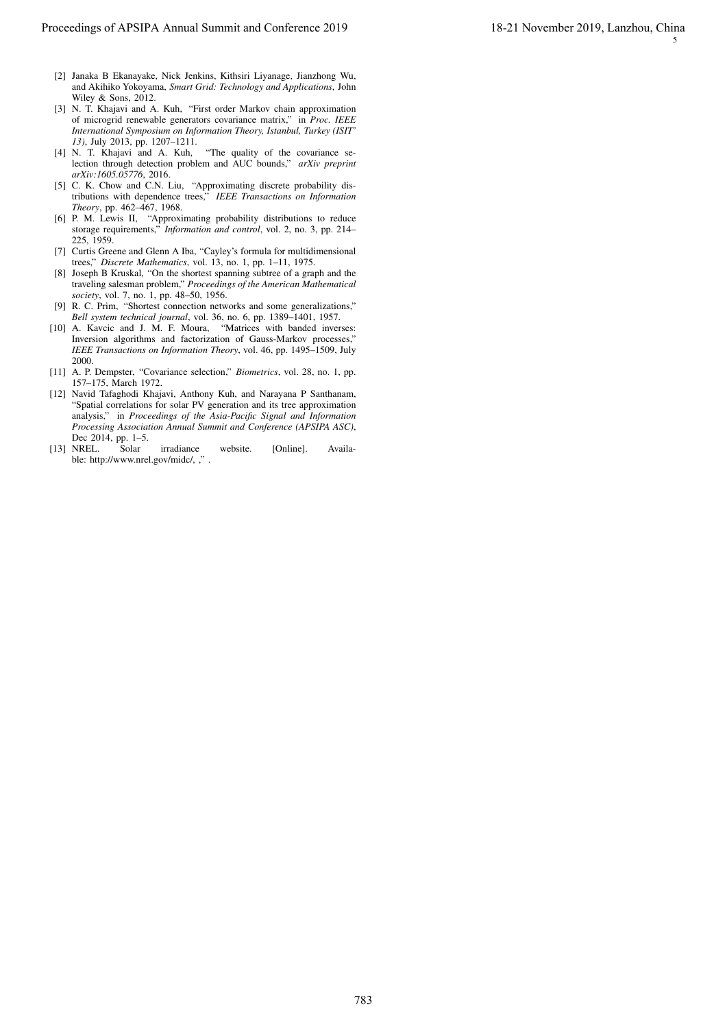[2] Janaka B Ekanayake, Nick Jenkins, Kithsiri Liyanage, Jianzhong Wu, and Akihiko Yokoyama, *Smart Grid: Technology and Applications*, John Wiley & Sons, 2012.

[3] N. T. Khajavi and A. Kuh, "First order Markov chain approximation of microgrid renewable generators covariance matrix," in *Proc. IEEE International Symposium on Information Theory, Istanbul, Turkey (ISIT' 13)*, July 2013, pp. 1207–1211.

[4] N. T. Khajavi and A. Kuh, "The quality of the covariance selection through detection problem and AUC bounds," *arXiv preprint arXiv:1605.05776*, 2016.

[5] C. K. Chow and C.N. Liu, "Approximating discrete probability distributions with dependence trees," *IEEE Transactions on Information Theory*, pp. 462–467, 1968.

[6] P. M. Lewis II, "Approximating probability distributions to reduce storage requirements," *Information and control*, vol. 2, no. 3, pp. 214–225, 1959.

[7] Curtis Greene and Glenn A Iba, "Cayley's formula for multidimensional trees," *Discrete Mathematics*, vol. 13, no. 1, pp. 1–11, 1975.

[8] Joseph B Kruskal, "On the shortest spanning subtree of a graph and the traveling salesman problem," *Proceedings of the American Mathematical society*, vol. 7, no. 1, pp. 48–50, 1956.

[9] R. C. Prim, "Shortest connection networks and some generalizations," *Bell system technical journal*, vol. 36, no. 6, pp. 1389–1401, 1957.

[10] A. Kavcic and J. M. F. Moura, "Matrices with banded inverses: Inversion algorithms and factorization of Gauss-Markov processes," *IEEE Transactions on Information Theory*, vol. 46, pp. 1495–1509, July 2000.

[11] A. P. Dempster, "Covariance selection," *Biometrics*, vol. 28, no. 1, pp. 157–175, March 1972.

[12] Navid Tafaghodi Khajavi, Anthony Kuh, and Narayana P Santhanam, "Spatial correlations for solar PV generation and its tree approximation analysis," in *Proceedings of the Asia-Pacific Signal and Information Processing Association Annual Summit and Conference (APSIPA ASC)*, Dec 2014, pp. 1–5.

[13] NREL. Solar irradiance website. [Online]. Available: http://www.nrel.gov/midc/, ," .